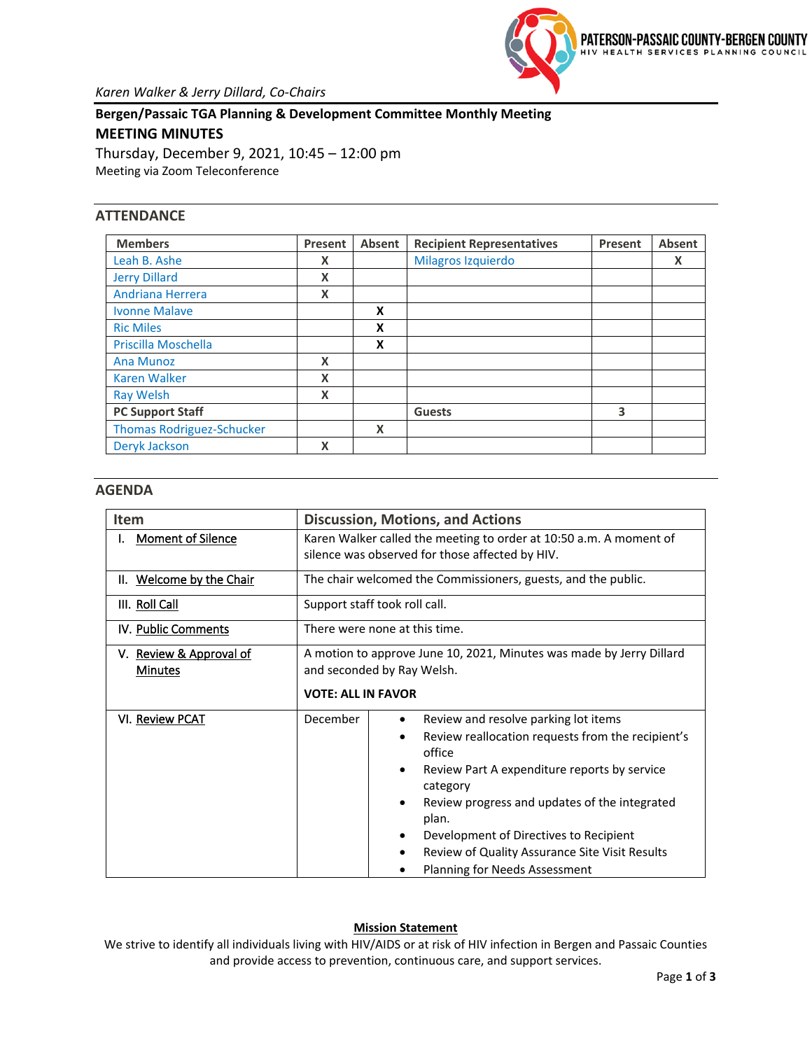PATERSON-PASSAIC COUNTY-BERGEN COUNTY
HIV HEALTH SERVICES PLANNING COUNCIL

*Karen Walker & Jerry Dillard, Co-Chairs*

**Bergen/Passaic TGA Planning & Development Committee Monthly Meeting**

# MEETING MINUTES

Thursday, December 9, 2021, 10:45 – 12:00 pm
Meeting via Zoom Teleconference

## ATTENDANCE

| Members | Present | Absent | Recipient Representatives | Present | Absent |
|---|---|---|---|---|---|
| Leah B. Ashe | X | | Milagros Izquierdo | | X |
| Jerry Dillard | X | | | | |
| Andriana Herrera | X | | | | |
| Ivonne Malave | | X | | | |
| Ric Miles | | X | | | |
| Priscilla Moschella | | X | | | |
| Ana Munoz | X | | | | |
| Karen Walker | X | | | | |
| Ray Welsh | X | | | | |
| **PC Support Staff** | | | **Guests** | 3 | |
| Thomas Rodriguez-Schucker | | X | | | |
| Deryk Jackson | X | | | | |

## AGENDA

| Item | Discussion, Motions, and Actions | |
|---|---|---|
| I. Moment of Silence | Karen Walker called the meeting to order at 10:50 a.m. A moment of silence was observed for those affected by HIV. | |
| II. Welcome by the Chair | The chair welcomed the Commissioners, guests, and the public. | |
| III. Roll Call | Support staff took roll call. | |
| IV. Public Comments | There were none at this time. | |
| V. Review & Approval of Minutes | A motion to approve June 10, 2021, Minutes was made by Jerry Dillard and seconded by Ray Welsh. **VOTE: ALL IN FAVOR** | |
| VI. Review PCAT | December | • Review and resolve parking lot items<br>• Review reallocation requests from the recipient's office<br>• Review Part A expenditure reports by service category<br>• Review progress and updates of the integrated plan.<br>• Development of Directives to Recipient<br>• Review of Quality Assurance Site Visit Results<br>• Planning for Needs Assessment |

**Mission Statement**

We strive to identify all individuals living with HIV/AIDS or at risk of HIV infection in Bergen and Passaic Counties and provide access to prevention, continuous care, and support services.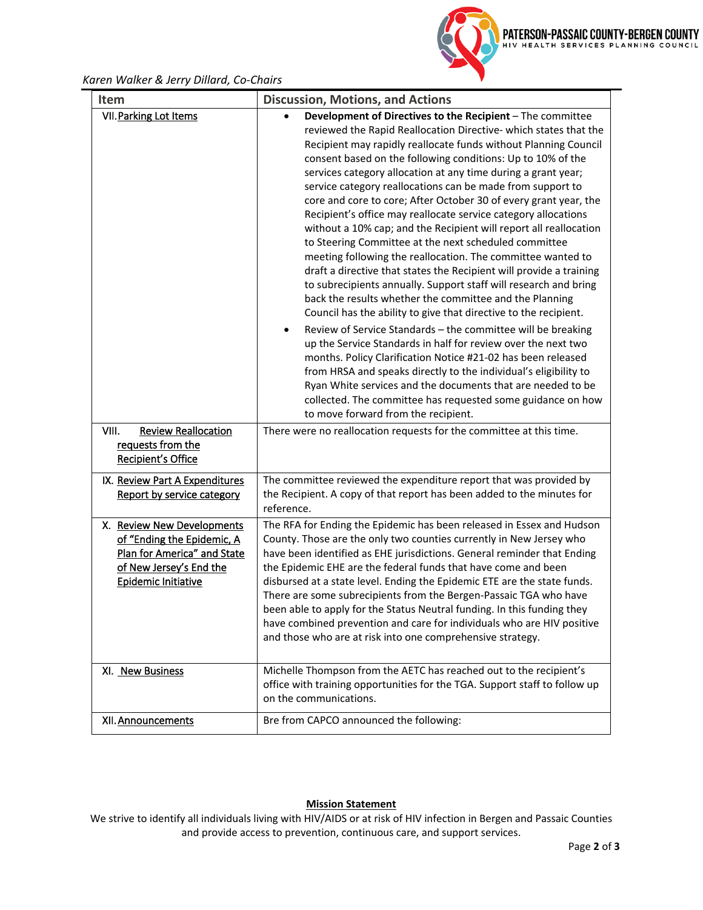*Karen Walker & Jerry Dillard, Co-Chairs*

| Item | Discussion, Motions, and Actions |
|---|---|
| VII. Parking Lot Items | • **Development of Directives to the Recipient** – The committee reviewed the Rapid Reallocation Directive- which states that the Recipient may rapidly reallocate funds without Planning Council consent based on the following conditions: Up to 10% of the services category allocation at any time during a grant year; service category reallocations can be made from support to core and core to core; After October 30 of every grant year, the Recipient's office may reallocate service category allocations without a 10% cap; and the Recipient will report all reallocation to Steering Committee at the next scheduled committee meeting following the reallocation. The committee wanted to draft a directive that states the Recipient will provide a training to subrecipients annually. Support staff will research and bring back the results whether the committee and the Planning Council has the ability to give that directive to the recipient.<br>• Review of Service Standards – the committee will be breaking up the Service Standards in half for review over the next two months. Policy Clarification Notice #21-02 has been released from HRSA and speaks directly to the individual's eligibility to Ryan White services and the documents that are needed to be collected. The committee has requested some guidance on how to move forward from the recipient. |
| VIII. Review Reallocation requests from the Recipient's Office | There were no reallocation requests for the committee at this time. |
| IX. Review Part A Expenditures Report by service category | The committee reviewed the expenditure report that was provided by the Recipient. A copy of that report has been added to the minutes for reference. |
| X. Review New Developments of "Ending the Epidemic, A Plan for America" and State of New Jersey's End the Epidemic Initiative | The RFA for Ending the Epidemic has been released in Essex and Hudson County. Those are the only two counties currently in New Jersey who have been identified as EHE jurisdictions. General reminder that Ending the Epidemic EHE are the federal funds that have come and been disbursed at a state level. Ending the Epidemic ETE are the state funds. There are some subrecipients from the Bergen-Passaic TGA who have been able to apply for the Status Neutral funding. In this funding they have combined prevention and care for individuals who are HIV positive and those who are at risk into one comprehensive strategy. |
| XI. New Business | Michelle Thompson from the AETC has reached out to the recipient's office with training opportunities for the TGA. Support staff to follow up on the communications. |
| XII. Announcements | Bre from CAPCO announced the following: |

**Mission Statement**

We strive to identify all individuals living with HIV/AIDS or at risk of HIV infection in Bergen and Passaic Counties and provide access to prevention, continuous care, and support services.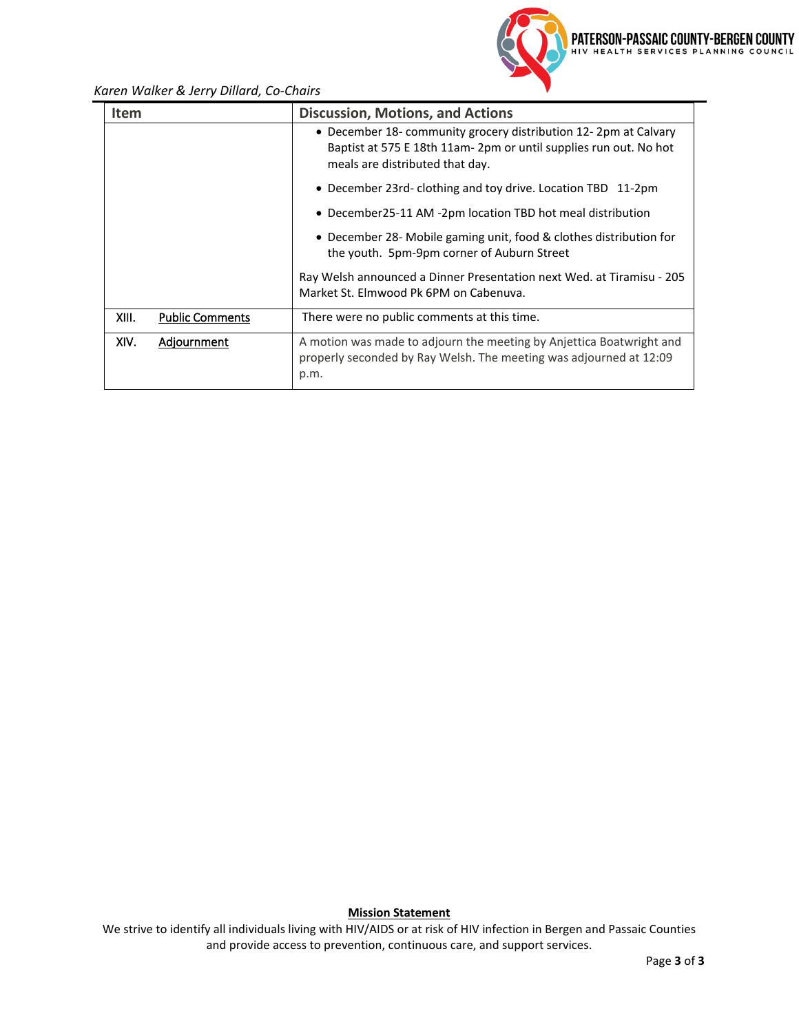*Karen Walker & Jerry Dillard, Co-Chairs*

| Item | Discussion, Motions, and Actions |
|---|---|
| | • December 18- community grocery distribution 12- 2pm at Calvary Baptist at 575 E 18th 11am- 2pm or until supplies run out. No hot meals are distributed that day.<br>• December 23rd- clothing and toy drive. Location TBD 11-2pm<br>• December25-11 AM -2pm location TBD hot meal distribution<br>• December 28- Mobile gaming unit, food & clothes distribution for the youth. 5pm-9pm corner of Auburn Street<br><br>Ray Welsh announced a Dinner Presentation next Wed. at Tiramisu - 205 Market St. Elmwood Pk 6PM on Cabenuva. |
| XIII. Public Comments | There were no public comments at this time. |
| XIV. Adjournment | A motion was made to adjourn the meeting by Anjettica Boatwright and properly seconded by Ray Welsh. The meeting was adjourned at 12:09 p.m. |

**Mission Statement**

We strive to identify all individuals living with HIV/AIDS or at risk of HIV infection in Bergen and Passaic Counties and provide access to prevention, continuous care, and support services.